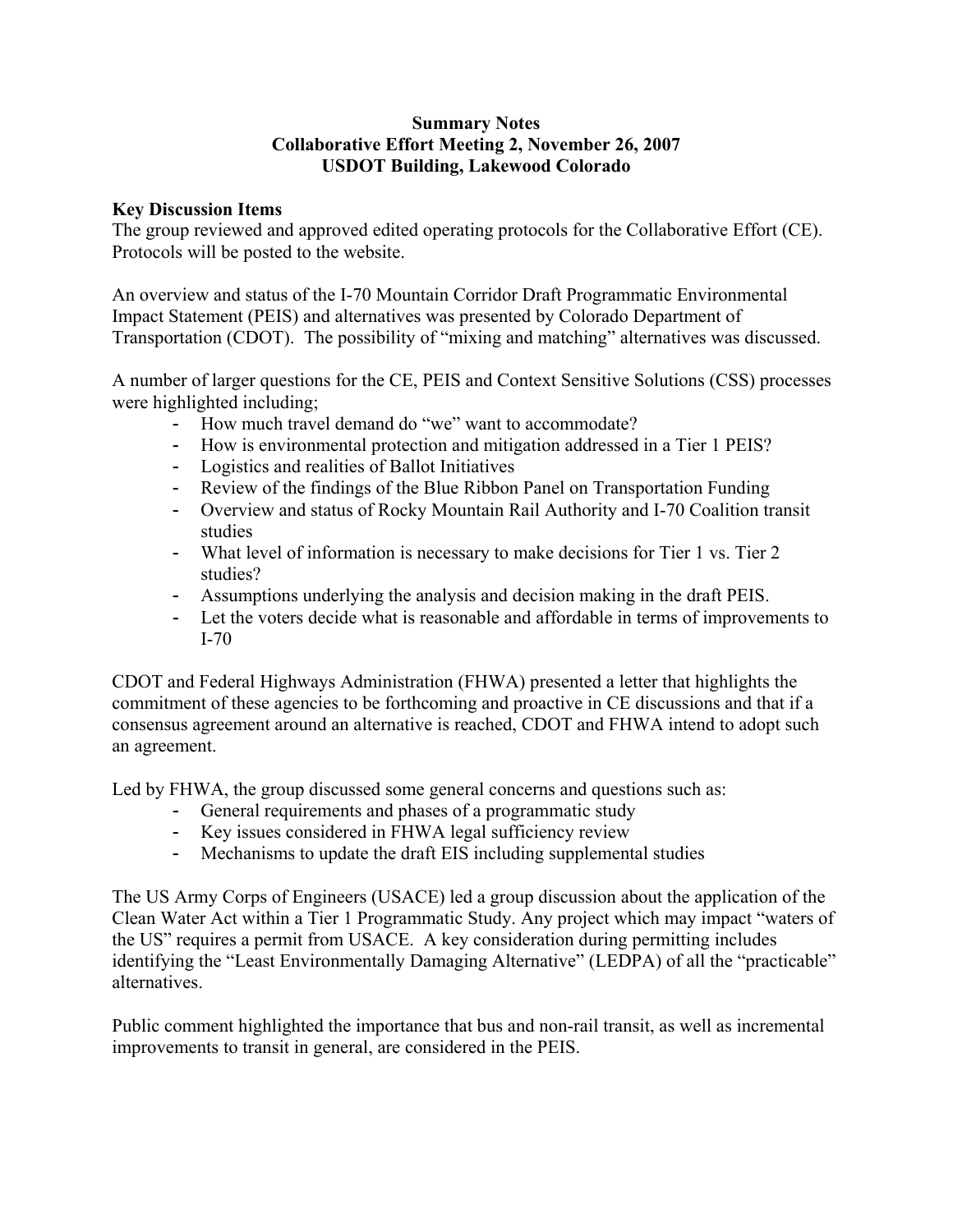**Summary Notes**
**Collaborative Effort Meeting 2, November 26, 2007**
**USDOT Building, Lakewood Colorado**

## Key Discussion Items

The group reviewed and approved edited operating protocols for the Collaborative Effort (CE). Protocols will be posted to the website.

An overview and status of the I-70 Mountain Corridor Draft Programmatic Environmental Impact Statement (PEIS) and alternatives was presented by Colorado Department of Transportation (CDOT). The possibility of "mixing and matching" alternatives was discussed.

A number of larger questions for the CE, PEIS and Context Sensitive Solutions (CSS) processes were highlighted including;

- How much travel demand do "we" want to accommodate?
- How is environmental protection and mitigation addressed in a Tier 1 PEIS?
- Logistics and realities of Ballot Initiatives
- Review of the findings of the Blue Ribbon Panel on Transportation Funding
- Overview and status of Rocky Mountain Rail Authority and I-70 Coalition transit studies
- What level of information is necessary to make decisions for Tier 1 vs. Tier 2 studies?
- Assumptions underlying the analysis and decision making in the draft PEIS.
- Let the voters decide what is reasonable and affordable in terms of improvements to I-70

CDOT and Federal Highways Administration (FHWA) presented a letter that highlights the commitment of these agencies to be forthcoming and proactive in CE discussions and that if a consensus agreement around an alternative is reached, CDOT and FHWA intend to adopt such an agreement.

Led by FHWA, the group discussed some general concerns and questions such as:

- General requirements and phases of a programmatic study
- Key issues considered in FHWA legal sufficiency review
- Mechanisms to update the draft EIS including supplemental studies

The US Army Corps of Engineers (USACE) led a group discussion about the application of the Clean Water Act within a Tier 1 Programmatic Study. Any project which may impact "waters of the US" requires a permit from USACE. A key consideration during permitting includes identifying the "Least Environmentally Damaging Alternative" (LEDPA) of all the "practicable" alternatives.

Public comment highlighted the importance that bus and non-rail transit, as well as incremental improvements to transit in general, are considered in the PEIS.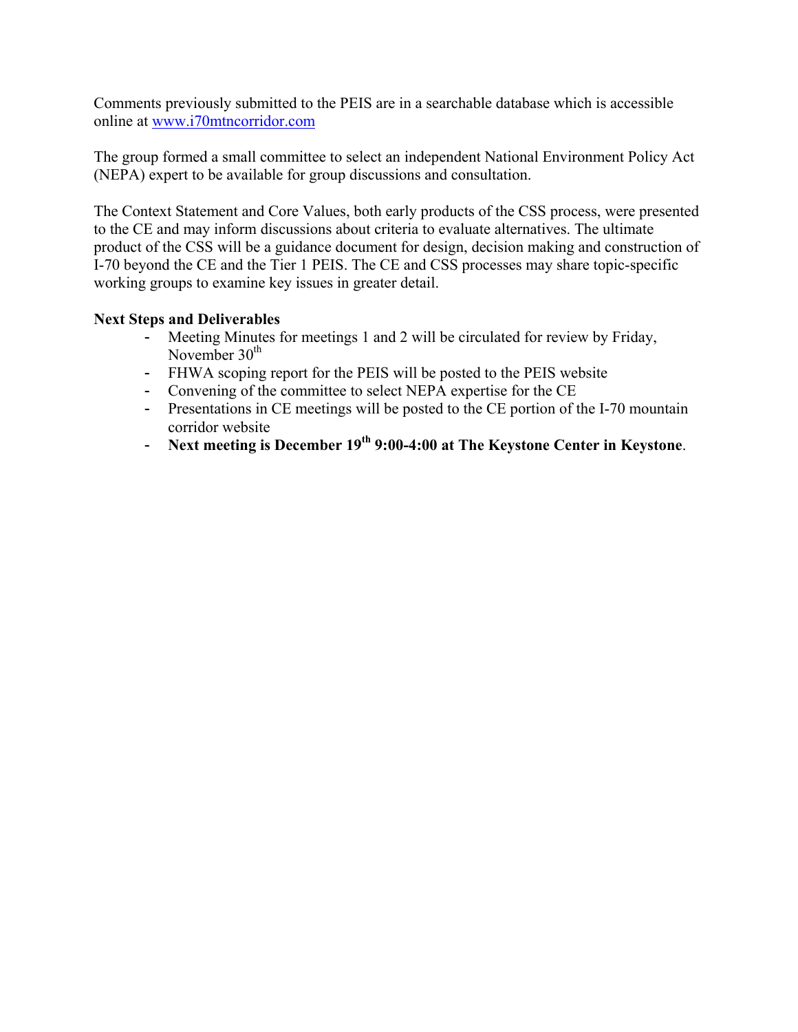Comments previously submitted to the PEIS are in a searchable database which is accessible online at www.i70mtncorridor.com

The group formed a small committee to select an independent National Environment Policy Act (NEPA) expert to be available for group discussions and consultation.

The Context Statement and Core Values, both early products of the CSS process, were presented to the CE and may inform discussions about criteria to evaluate alternatives. The ultimate product of the CSS will be a guidance document for design, decision making and construction of I-70 beyond the CE and the Tier 1 PEIS. The CE and CSS processes may share topic-specific working groups to examine key issues in greater detail.

**Next Steps and Deliverables**

- Meeting Minutes for meetings 1 and 2 will be circulated for review by Friday, November 30th
- FHWA scoping report for the PEIS will be posted to the PEIS website
- Convening of the committee to select NEPA expertise for the CE
- Presentations in CE meetings will be posted to the CE portion of the I-70 mountain corridor website
- **Next meeting is December 19th 9:00-4:00 at The Keystone Center in Keystone**.